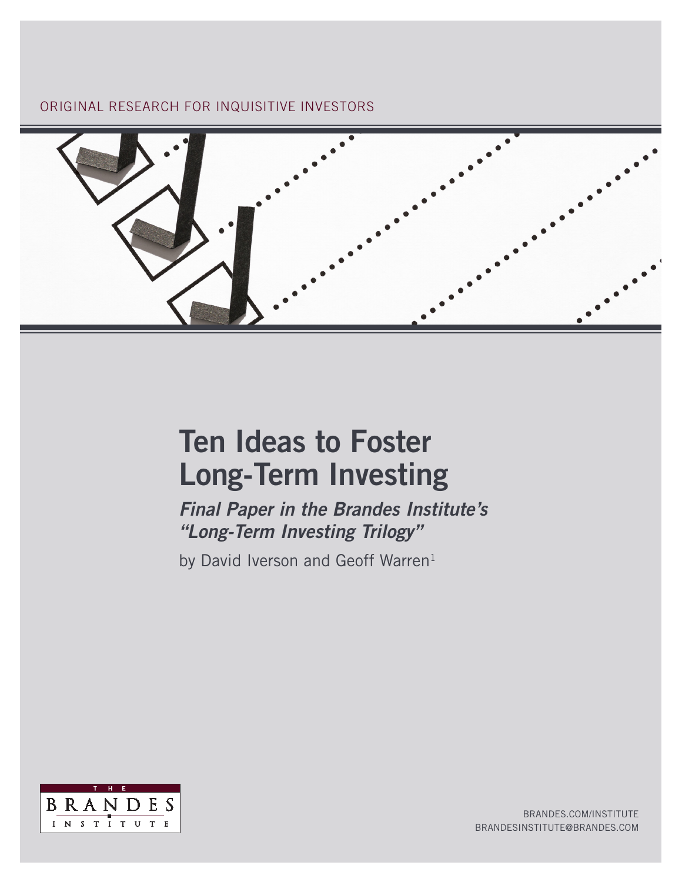ORIGINAL RESEARCH FOR INQUISITIVE INVESTORS

# Ten Ideas to Foster Long-Term Investing

## *Final Paper in the Brandes Institute's "Long-Term Investing Trilogy"*

by David Iverson and Geoff Warren[1]

THE BRANDES INSTITUTE

BRANDES.COM/INSTITUTE
BRANDESINSTITUTE@BRANDES.COM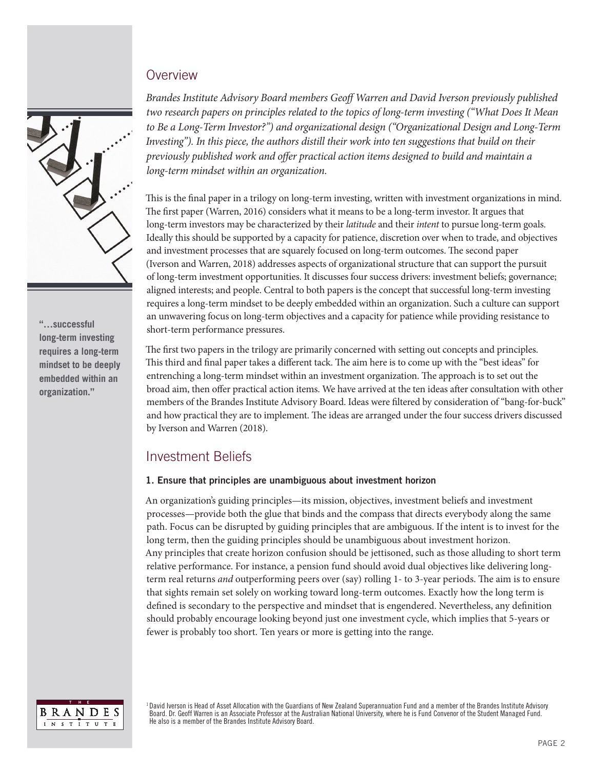## Overview

*Brandes Institute Advisory Board members Geoff Warren and David Iverson previously published two research papers on principles related to the topics of long-term investing ("What Does It Mean to Be a Long-Term Investor?") and organizational design ("Organizational Design and Long-Term Investing"). In this piece, the authors distill their work into ten suggestions that build on their previously published work and offer practical action items designed to build and maintain a long-term mindset within an organization.*

This is the final paper in a trilogy on long-term investing, written with investment organizations in mind. The first paper (Warren, 2016) considers what it means to be a long-term investor. It argues that long-term investors may be characterized by their *latitude* and their *intent* to pursue long-term goals. Ideally this should be supported by a capacity for patience, discretion over when to trade, and objectives and investment processes that are squarely focused on long-term outcomes. The second paper (Iverson and Warren, 2018) addresses aspects of organizational structure that can support the pursuit of long-term investment opportunities. It discusses four success drivers: investment beliefs; governance; aligned interests; and people. Central to both papers is the concept that successful long-term investing requires a long-term mindset to be deeply embedded within an organization. Such a culture can support an unwavering focus on long-term objectives and a capacity for patience while providing resistance to short-term performance pressures.

**"…successful long-term investing requires a long-term mindset to be deeply embedded within an organization."**

The first two papers in the trilogy are primarily concerned with setting out concepts and principles. This third and final paper takes a different tack. The aim here is to come up with the "best ideas" for entrenching a long-term mindset within an investment organization. The approach is to set out the broad aim, then offer practical action items. We have arrived at the ten ideas after consultation with other members of the Brandes Institute Advisory Board. Ideas were filtered by consideration of "bang-for-buck" and how practical they are to implement. The ideas are arranged under the four success drivers discussed by Iverson and Warren (2018).

## Investment Beliefs

### 1. Ensure that principles are unambiguous about investment horizon

An organization's guiding principles—its mission, objectives, investment beliefs and investment processes—provide both the glue that binds and the compass that directs everybody along the same path. Focus can be disrupted by guiding principles that are ambiguous. If the intent is to invest for the long term, then the guiding principles should be unambiguous about investment horizon. Any principles that create horizon confusion should be jettisoned, such as those alluding to short term relative performance. For instance, a pension fund should avoid dual objectives like delivering long-term real returns *and* outperforming peers over (say) rolling 1- to 3-year periods. The aim is to ensure that sights remain set solely on working toward long-term outcomes. Exactly how the long term is defined is secondary to the perspective and mindset that is engendered. Nevertheless, any definition should probably encourage looking beyond just one investment cycle, which implies that 5-years or fewer is probably too short. Ten years or more is getting into the range.

[1] David Iverson is Head of Asset Allocation with the Guardians of New Zealand Superannuation Fund and a member of the Brandes Institute Advisory Board. Dr. Geoff Warren is an Associate Professor at the Australian National University, where he is Fund Convenor of the Student Managed Fund. He also is a member of the Brandes Institute Advisory Board.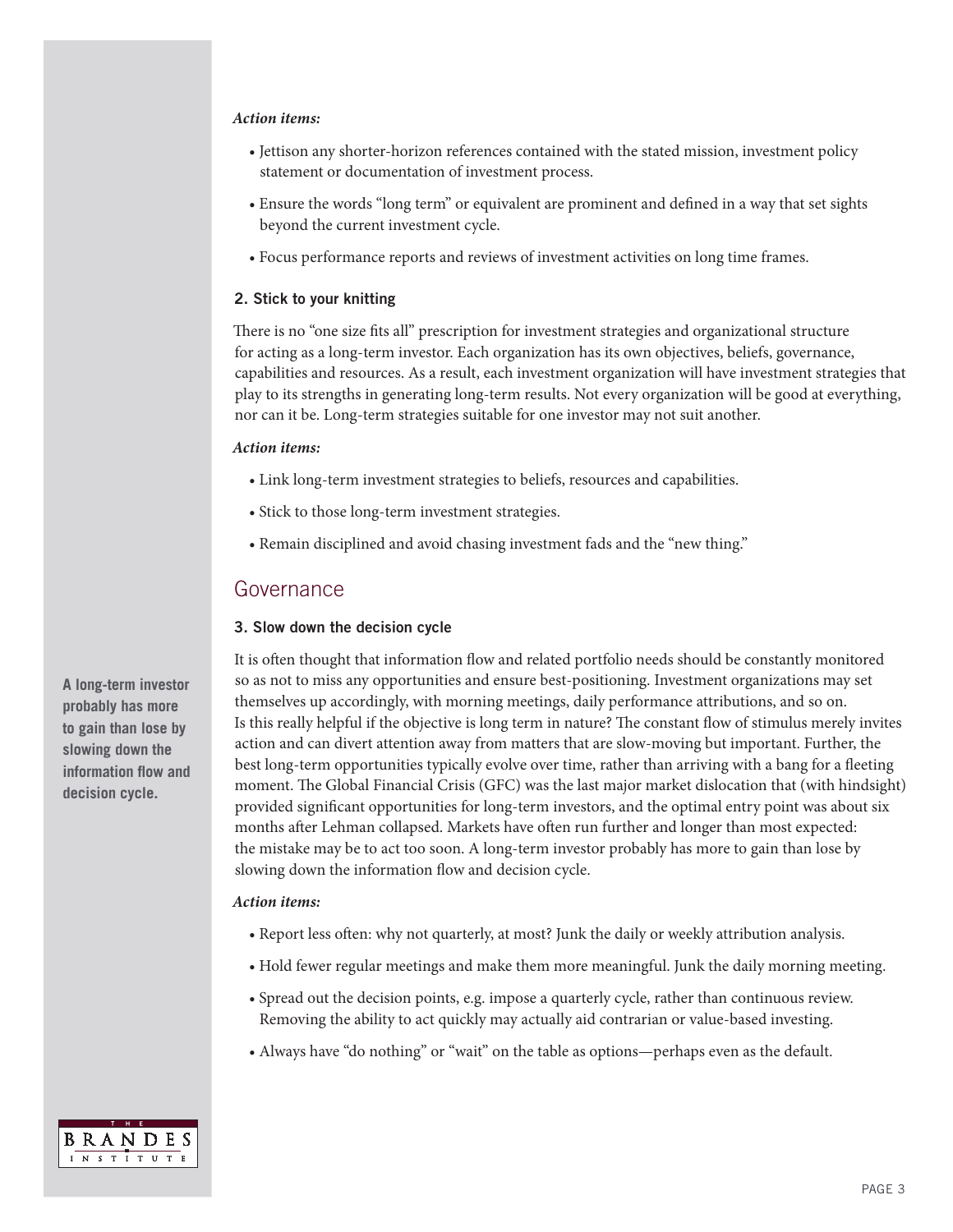***Action items:***

- Jettison any shorter-horizon references contained with the stated mission, investment policy statement or documentation of investment process.
- Ensure the words "long term" or equivalent are prominent and defined in a way that set sights beyond the current investment cycle.
- Focus performance reports and reviews of investment activities on long time frames.

### 2. Stick to your knitting

There is no "one size fits all" prescription for investment strategies and organizational structure for acting as a long-term investor. Each organization has its own objectives, beliefs, governance, capabilities and resources. As a result, each investment organization will have investment strategies that play to its strengths in generating long-term results. Not every organization will be good at everything, nor can it be. Long-term strategies suitable for one investor may not suit another.

***Action items:***

- Link long-term investment strategies to beliefs, resources and capabilities.
- Stick to those long-term investment strategies.
- Remain disciplined and avoid chasing investment fads and the "new thing."

## Governance

### 3. Slow down the decision cycle

**A long-term investor probably has more to gain than lose by slowing down the information flow and decision cycle.**

It is often thought that information flow and related portfolio needs should be constantly monitored so as not to miss any opportunities and ensure best-positioning. Investment organizations may set themselves up accordingly, with morning meetings, daily performance attributions, and so on. Is this really helpful if the objective is long term in nature? The constant flow of stimulus merely invites action and can divert attention away from matters that are slow-moving but important. Further, the best long-term opportunities typically evolve over time, rather than arriving with a bang for a fleeting moment. The Global Financial Crisis (GFC) was the last major market dislocation that (with hindsight) provided significant opportunities for long-term investors, and the optimal entry point was about six months after Lehman collapsed. Markets have often run further and longer than most expected: the mistake may be to act too soon. A long-term investor probably has more to gain than lose by slowing down the information flow and decision cycle.

***Action items:***

- Report less often: why not quarterly, at most? Junk the daily or weekly attribution analysis.
- Hold fewer regular meetings and make them more meaningful. Junk the daily morning meeting.
- Spread out the decision points, e.g. impose a quarterly cycle, rather than continuous review. Removing the ability to act quickly may actually aid contrarian or value-based investing.
- Always have "do nothing" or "wait" on the table as options—perhaps even as the default.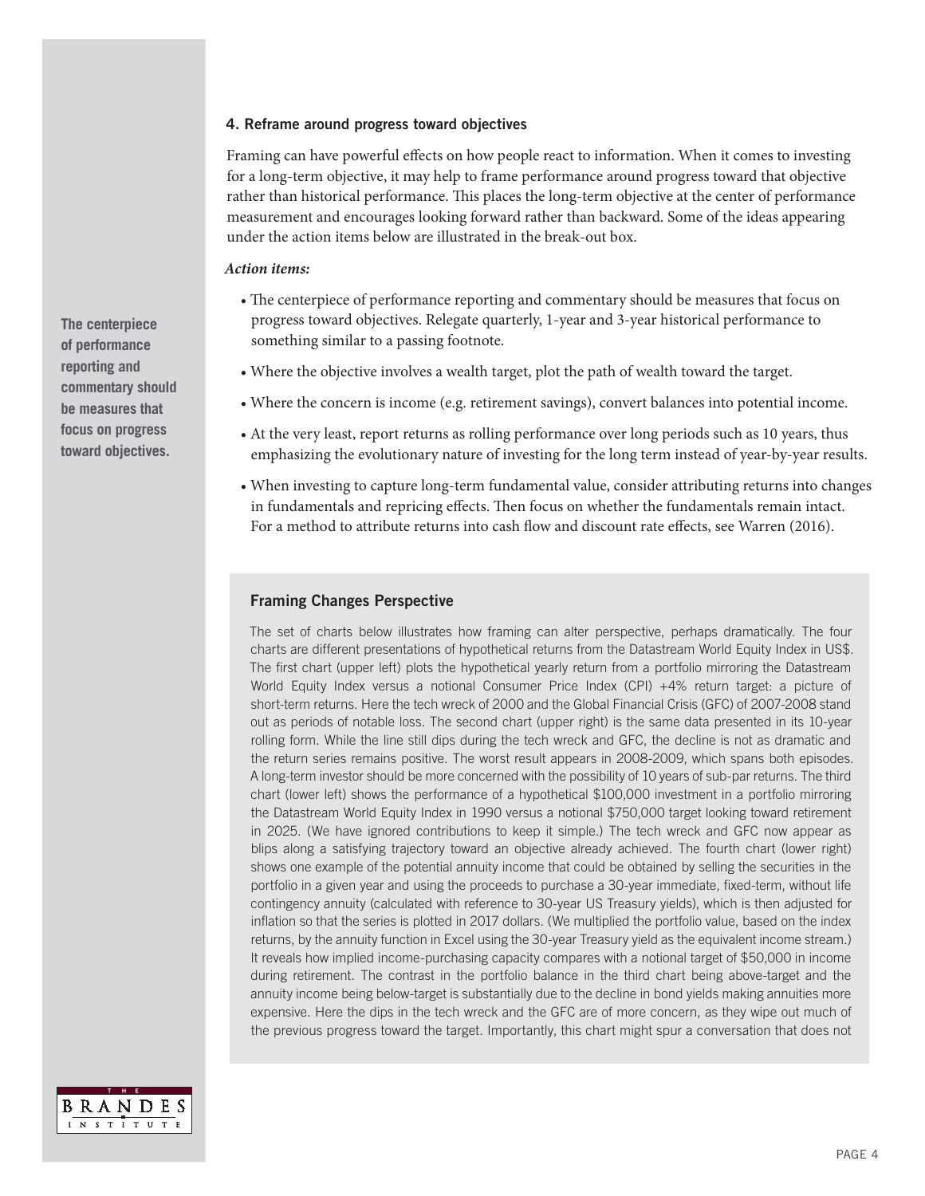### 4. Reframe around progress toward objectives

Framing can have powerful effects on how people react to information. When it comes to investing for a long-term objective, it may help to frame performance around progress toward that objective rather than historical performance. This places the long-term objective at the center of performance measurement and encourages looking forward rather than backward. Some of the ideas appearing under the action items below are illustrated in the break-out box.

**The centerpiece of performance reporting and commentary should be measures that focus on progress toward objectives.**

***Action items:***

- The centerpiece of performance reporting and commentary should be measures that focus on progress toward objectives. Relegate quarterly, 1-year and 3-year historical performance to something similar to a passing footnote.
- Where the objective involves a wealth target, plot the path of wealth toward the target.
- Where the concern is income (e.g. retirement savings), convert balances into potential income.
- At the very least, report returns as rolling performance over long periods such as 10 years, thus emphasizing the evolutionary nature of investing for the long term instead of year-by-year results.
- When investing to capture long-term fundamental value, consider attributing returns into changes in fundamentals and repricing effects. Then focus on whether the fundamentals remain intact. For a method to attribute returns into cash flow and discount rate effects, see Warren (2016).

#### Framing Changes Perspective

The set of charts below illustrates how framing can alter perspective, perhaps dramatically. The four charts are different presentations of hypothetical returns from the Datastream World Equity Index in US$. The first chart (upper left) plots the hypothetical yearly return from a portfolio mirroring the Datastream World Equity Index versus a notional Consumer Price Index (CPI) +4% return target: a picture of short-term returns. Here the tech wreck of 2000 and the Global Financial Crisis (GFC) of 2007-2008 stand out as periods of notable loss. The second chart (upper right) is the same data presented in its 10-year rolling form. While the line still dips during the tech wreck and GFC, the decline is not as dramatic and the return series remains positive. The worst result appears in 2008-2009, which spans both episodes. A long-term investor should be more concerned with the possibility of 10 years of sub-par returns. The third chart (lower left) shows the performance of a hypothetical $100,000 investment in a portfolio mirroring the Datastream World Equity Index in 1990 versus a notional $750,000 target looking toward retirement in 2025. (We have ignored contributions to keep it simple.) The tech wreck and GFC now appear as blips along a satisfying trajectory toward an objective already achieved. The fourth chart (lower right) shows one example of the potential annuity income that could be obtained by selling the securities in the portfolio in a given year and using the proceeds to purchase a 30-year immediate, fixed-term, without life contingency annuity (calculated with reference to 30-year US Treasury yields), which is then adjusted for inflation so that the series is plotted in 2017 dollars. (We multiplied the portfolio value, based on the index returns, by the annuity function in Excel using the 30-year Treasury yield as the equivalent income stream.) It reveals how implied income-purchasing capacity compares with a notional target of $50,000 in income during retirement. The contrast in the portfolio balance in the third chart being above-target and the annuity income being below-target is substantially due to the decline in bond yields making annuities more expensive. Here the dips in the tech wreck and the GFC are of more concern, as they wipe out much of the previous progress toward the target. Importantly, this chart might spur a conversation that does not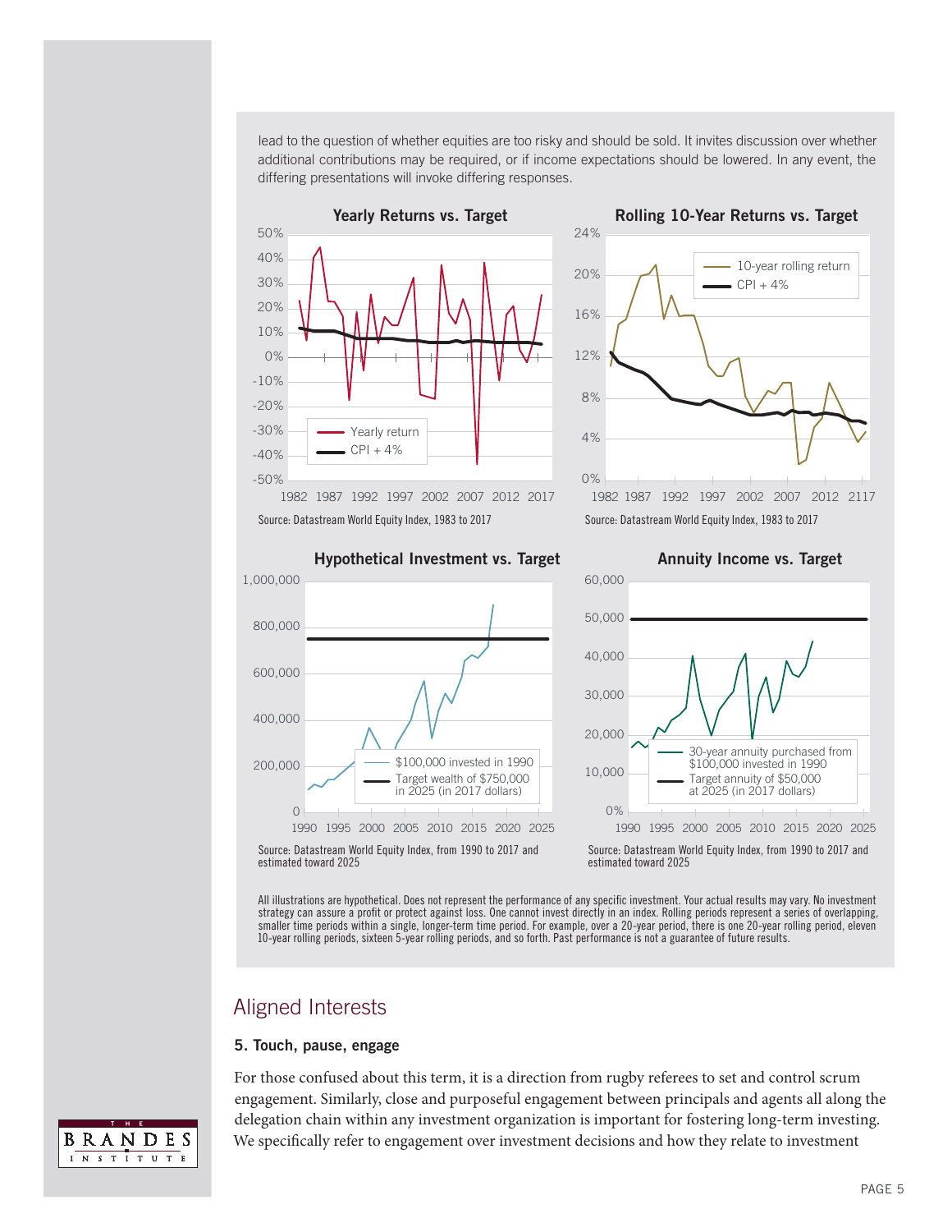lead to the question of whether equities are too risky and should be sold. It invites discussion over whether additional contributions may be required, or if income expectations should be lowered. In any event, the differing presentations will invoke differing responses.

**Yearly Returns vs. Target**

Source: Datastream World Equity Index, 1983 to 2017

**Rolling 10-Year Returns vs. Target**

Source: Datastream World Equity Index, 1983 to 2017

**Hypothetical Investment vs. Target**

Source: Datastream World Equity Index, from 1990 to 2017 and estimated toward 2025

**Annuity Income vs. Target**

Source: Datastream World Equity Index, from 1990 to 2017 and estimated toward 2025

All illustrations are hypothetical. Does not represent the performance of any specific investment. Your actual results may vary. No investment strategy can assure a profit or protect against loss. One cannot invest directly in an index. Rolling periods represent a series of overlapping, smaller time periods within a single, longer-term time period. For example, over a 20-year period, there is one 20-year rolling period, eleven 10-year rolling periods, sixteen 5-year rolling periods, and so forth. Past performance is not a guarantee of future results.

## Aligned Interests

### 5. Touch, pause, engage

For those confused about this term, it is a direction from rugby referees to set and control scrum engagement. Similarly, close and purposeful engagement between principals and agents all along the delegation chain within any investment organization is important for fostering long-term investing. We specifically refer to engagement over investment decisions and how they relate to investment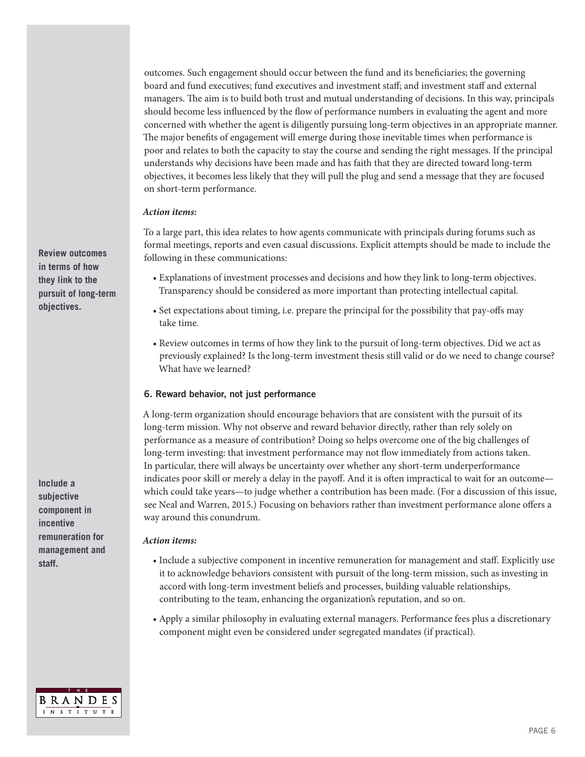outcomes. Such engagement should occur between the fund and its beneficiaries; the governing board and fund executives; fund executives and investment staff; and investment staff and external managers. The aim is to build both trust and mutual understanding of decisions. In this way, principals should become less influenced by the flow of performance numbers in evaluating the agent and more concerned with whether the agent is diligently pursuing long-term objectives in an appropriate manner. The major benefits of engagement will emerge during those inevitable times when performance is poor and relates to both the capacity to stay the course and sending the right messages. If the principal understands why decisions have been made and has faith that they are directed toward long-term objectives, it becomes less likely that they will pull the plug and send a message that they are focused on short-term performance.

***Action items:***

To a large part, this idea relates to how agents communicate with principals during forums such as formal meetings, reports and even casual discussions. Explicit attempts should be made to include the following in these communications:

**Review outcomes in terms of how they link to the pursuit of long-term objectives.**

- Explanations of investment processes and decisions and how they link to long-term objectives. Transparency should be considered as more important than protecting intellectual capital.
- Set expectations about timing, i.e. prepare the principal for the possibility that pay-offs may take time.
- Review outcomes in terms of how they link to the pursuit of long-term objectives. Did we act as previously explained? Is the long-term investment thesis still valid or do we need to change course? What have we learned?

### 6. Reward behavior, not just performance

A long-term organization should encourage behaviors that are consistent with the pursuit of its long-term mission. Why not observe and reward behavior directly, rather than rely solely on performance as a measure of contribution? Doing so helps overcome one of the big challenges of long-term investing: that investment performance may not flow immediately from actions taken. In particular, there will always be uncertainty over whether any short-term underperformance indicates poor skill or merely a delay in the payoff. And it is often impractical to wait for an outcome—which could take years—to judge whether a contribution has been made. (For a discussion of this issue, see Neal and Warren, 2015.) Focusing on behaviors rather than investment performance alone offers a way around this conundrum.

**Include a subjective component in incentive remuneration for management and staff.**

***Action items:***

- Include a subjective component in incentive remuneration for management and staff. Explicitly use it to acknowledge behaviors consistent with pursuit of the long-term mission, such as investing in accord with long-term investment beliefs and processes, building valuable relationships, contributing to the team, enhancing the organization's reputation, and so on.
- Apply a similar philosophy in evaluating external managers. Performance fees plus a discretionary component might even be considered under segregated mandates (if practical).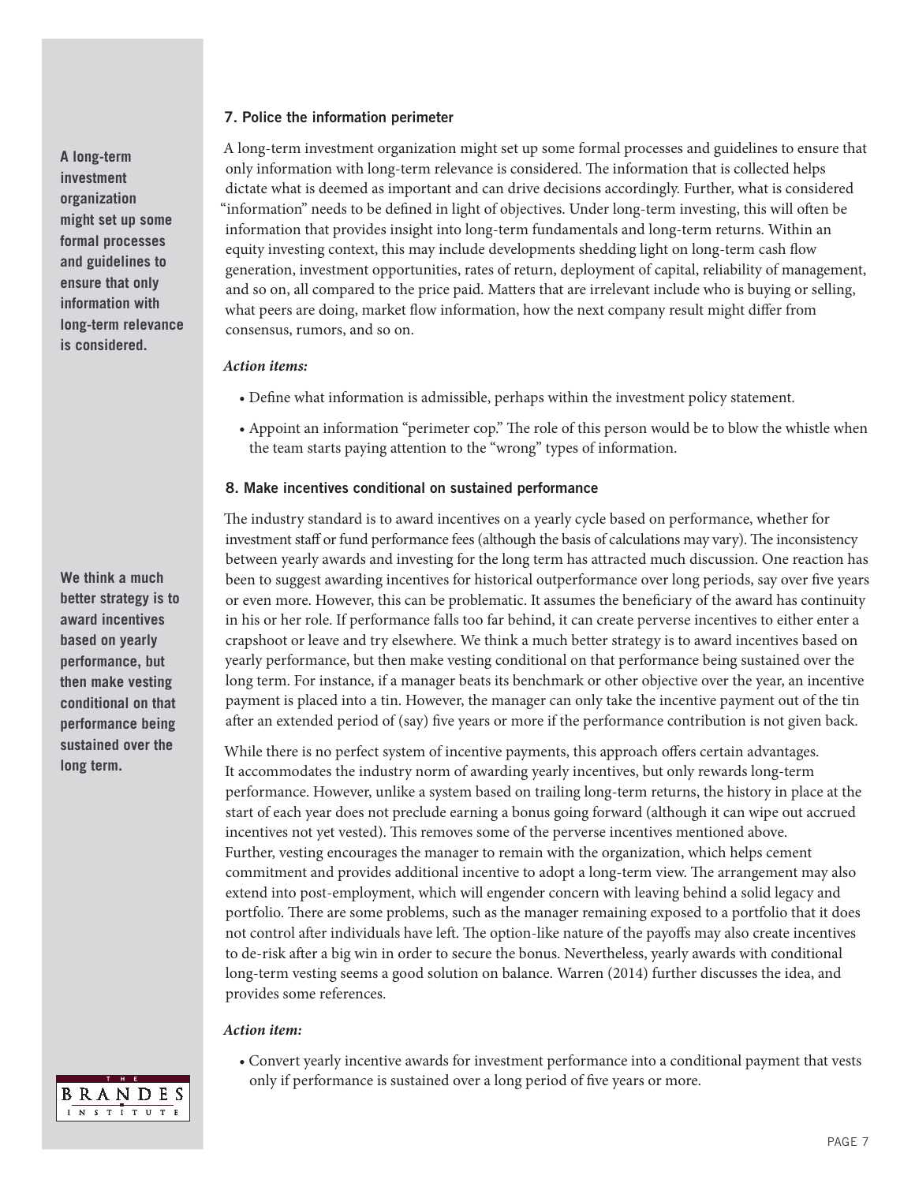### 7. Police the information perimeter

A long-term investment organization might set up some formal processes and guidelines to ensure that only information with long-term relevance is considered. The information that is collected helps dictate what is deemed as important and can drive decisions accordingly. Further, what is considered "information" needs to be defined in light of objectives. Under long-term investing, this will often be information that provides insight into long-term fundamentals and long-term returns. Within an equity investing context, this may include developments shedding light on long-term cash flow generation, investment opportunities, rates of return, deployment of capital, reliability of management, and so on, all compared to the price paid. Matters that are irrelevant include who is buying or selling, what peers are doing, market flow information, how the next company result might differ from consensus, rumors, and so on.

**A long-term investment organization might set up some formal processes and guidelines to ensure that only information with long-term relevance is considered.**

***Action items:***

- Define what information is admissible, perhaps within the investment policy statement.
- Appoint an information "perimeter cop." The role of this person would be to blow the whistle when the team starts paying attention to the "wrong" types of information.

### 8. Make incentives conditional on sustained performance

The industry standard is to award incentives on a yearly cycle based on performance, whether for investment staff or fund performance fees (although the basis of calculations may vary). The inconsistency between yearly awards and investing for the long term has attracted much discussion. One reaction has been to suggest awarding incentives for historical outperformance over long periods, say over five years or even more. However, this can be problematic. It assumes the beneficiary of the award has continuity in his or her role. If performance falls too far behind, it can create perverse incentives to either enter a crapshoot or leave and try elsewhere. We think a much better strategy is to award incentives based on yearly performance, but then make vesting conditional on that performance being sustained over the long term. For instance, if a manager beats its benchmark or other objective over the year, an incentive payment is placed into a tin. However, the manager can only take the incentive payment out of the tin after an extended period of (say) five years or more if the performance contribution is not given back.

**We think a much better strategy is to award incentives based on yearly performance, but then make vesting conditional on that performance being sustained over the long term.**

While there is no perfect system of incentive payments, this approach offers certain advantages. It accommodates the industry norm of awarding yearly incentives, but only rewards long-term performance. However, unlike a system based on trailing long-term returns, the history in place at the start of each year does not preclude earning a bonus going forward (although it can wipe out accrued incentives not yet vested). This removes some of the perverse incentives mentioned above. Further, vesting encourages the manager to remain with the organization, which helps cement commitment and provides additional incentive to adopt a long-term view. The arrangement may also extend into post-employment, which will engender concern with leaving behind a solid legacy and portfolio. There are some problems, such as the manager remaining exposed to a portfolio that it does not control after individuals have left. The option-like nature of the payoffs may also create incentives to de-risk after a big win in order to secure the bonus. Nevertheless, yearly awards with conditional long-term vesting seems a good solution on balance. Warren (2014) further discusses the idea, and provides some references.

***Action item:***

- Convert yearly incentive awards for investment performance into a conditional payment that vests only if performance is sustained over a long period of five years or more.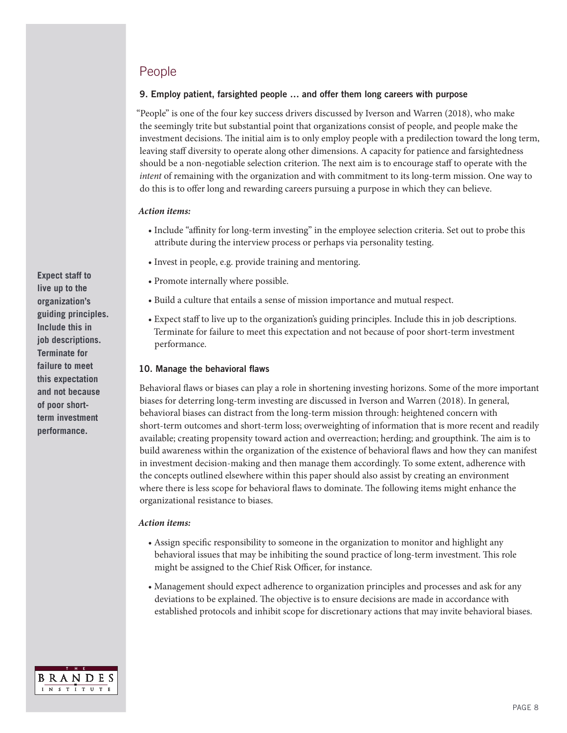## People

### 9. Employ patient, farsighted people … and offer them long careers with purpose

"People" is one of the four key success drivers discussed by Iverson and Warren (2018), who make the seemingly trite but substantial point that organizations consist of people, and people make the investment decisions. The initial aim is to only employ people with a predilection toward the long term, leaving staff diversity to operate along other dimensions. A capacity for patience and farsightedness should be a non-negotiable selection criterion. The next aim is to encourage staff to operate with the *intent* of remaining with the organization and with commitment to its long-term mission. One way to do this is to offer long and rewarding careers pursuing a purpose in which they can believe.

***Action items:***

- Include "affinity for long-term investing" in the employee selection criteria. Set out to probe this attribute during the interview process or perhaps via personality testing.
- Invest in people, e.g. provide training and mentoring.
- Promote internally where possible.
- Build a culture that entails a sense of mission importance and mutual respect.
- Expect staff to live up to the organization's guiding principles. Include this in job descriptions. Terminate for failure to meet this expectation and not because of poor short-term investment performance.

**Expect staff to live up to the organization's guiding principles. Include this in job descriptions. Terminate for failure to meet this expectation and not because of poor short-term investment performance.**

### 10. Manage the behavioral flaws

Behavioral flaws or biases can play a role in shortening investing horizons. Some of the more important biases for deterring long-term investing are discussed in Iverson and Warren (2018). In general, behavioral biases can distract from the long-term mission through: heightened concern with short-term outcomes and short-term loss; overweighting of information that is more recent and readily available; creating propensity toward action and overreaction; herding; and groupthink. The aim is to build awareness within the organization of the existence of behavioral flaws and how they can manifest in investment decision-making and then manage them accordingly. To some extent, adherence with the concepts outlined elsewhere within this paper should also assist by creating an environment where there is less scope for behavioral flaws to dominate. The following items might enhance the organizational resistance to biases.

***Action items:***

- Assign specific responsibility to someone in the organization to monitor and highlight any behavioral issues that may be inhibiting the sound practice of long-term investment. This role might be assigned to the Chief Risk Officer, for instance.
- Management should expect adherence to organization principles and processes and ask for any deviations to be explained. The objective is to ensure decisions are made in accordance with established protocols and inhibit scope for discretionary actions that may invite behavioral biases.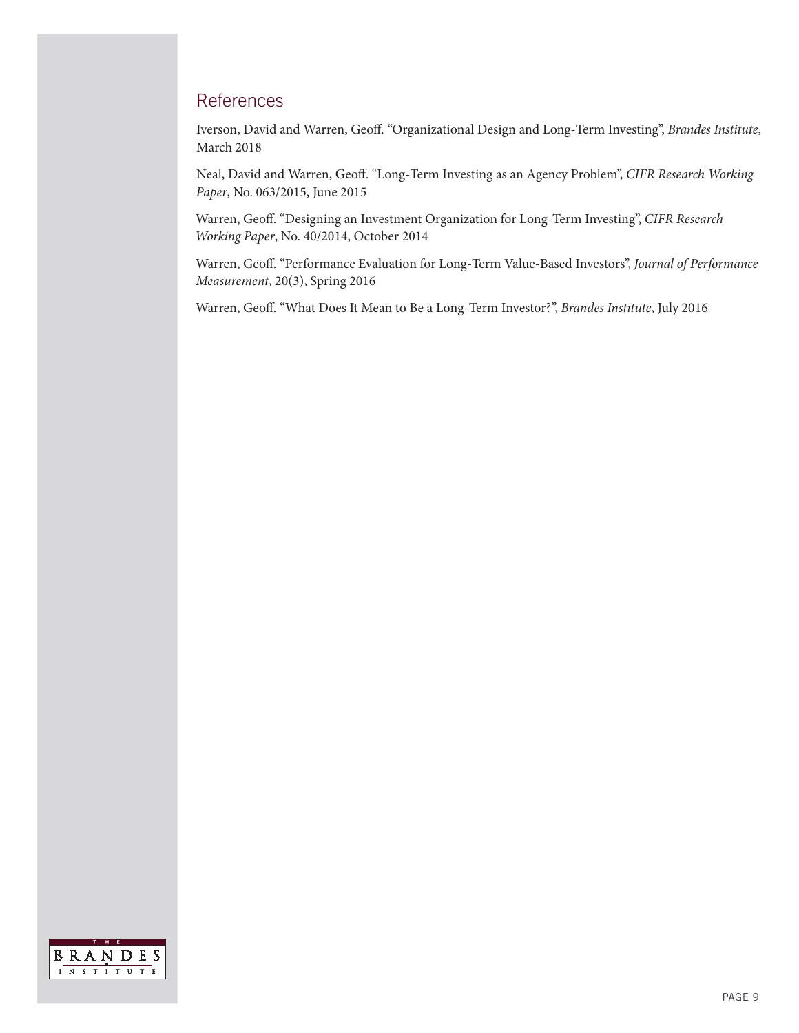## References

Iverson, David and Warren, Geoff. "Organizational Design and Long-Term Investing", *Brandes Institute*, March 2018

Neal, David and Warren, Geoff. "Long-Term Investing as an Agency Problem", *CIFR Research Working Paper*, No. 063/2015, June 2015

Warren, Geoff. "Designing an Investment Organization for Long-Term Investing", *CIFR Research Working Paper*, No. 40/2014, October 2014

Warren, Geoff. "Performance Evaluation for Long-Term Value-Based Investors", *Journal of Performance Measurement*, 20(3), Spring 2016

Warren, Geoff. "What Does It Mean to Be a Long-Term Investor?", *Brandes Institute*, July 2016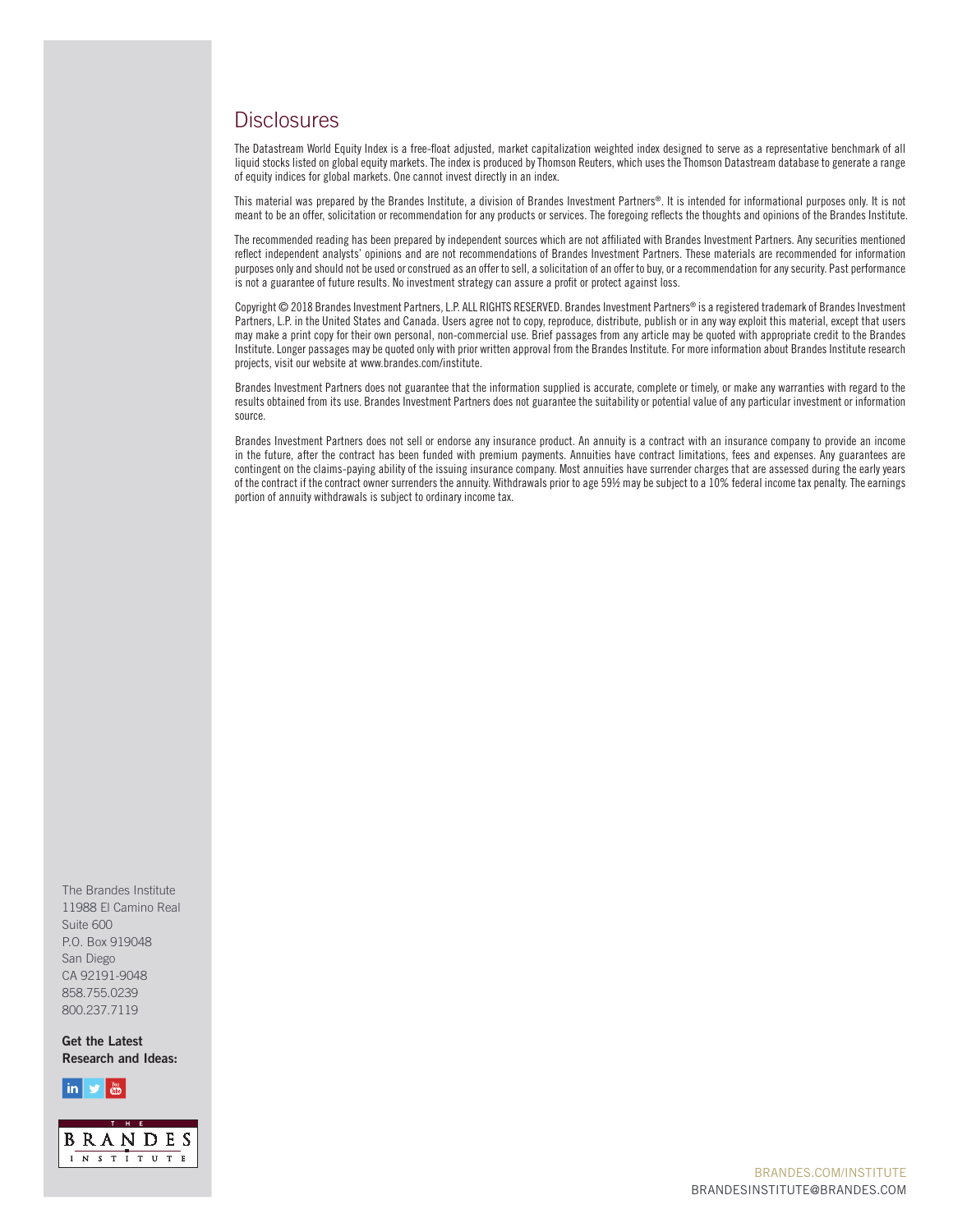## Disclosures

The Datastream World Equity Index is a free-float adjusted, market capitalization weighted index designed to serve as a representative benchmark of all liquid stocks listed on global equity markets. The index is produced by Thomson Reuters, which uses the Thomson Datastream database to generate a range of equity indices for global markets. One cannot invest directly in an index.

This material was prepared by the Brandes Institute, a division of Brandes Investment Partners®. It is intended for informational purposes only. It is not meant to be an offer, solicitation or recommendation for any products or services. The foregoing reflects the thoughts and opinions of the Brandes Institute.

The recommended reading has been prepared by independent sources which are not affiliated with Brandes Investment Partners. Any securities mentioned reflect independent analysts' opinions and are not recommendations of Brandes Investment Partners. These materials are recommended for information purposes only and should not be used or construed as an offer to sell, a solicitation of an offer to buy, or a recommendation for any security. Past performance is not a guarantee of future results. No investment strategy can assure a profit or protect against loss.

Copyright © 2018 Brandes Investment Partners, L.P. ALL RIGHTS RESERVED. Brandes Investment Partners® is a registered trademark of Brandes Investment Partners, L.P. in the United States and Canada. Users agree not to copy, reproduce, distribute, publish or in any way exploit this material, except that users may make a print copy for their own personal, non-commercial use. Brief passages from any article may be quoted with appropriate credit to the Brandes Institute. Longer passages may be quoted only with prior written approval from the Brandes Institute. For more information about Brandes Institute research projects, visit our website at www.brandes.com/institute.

Brandes Investment Partners does not guarantee that the information supplied is accurate, complete or timely, or make any warranties with regard to the results obtained from its use. Brandes Investment Partners does not guarantee the suitability or potential value of any particular investment or information source.

Brandes Investment Partners does not sell or endorse any insurance product. An annuity is a contract with an insurance company to provide an income in the future, after the contract has been funded with premium payments. Annuities have contract limitations, fees and expenses. Any guarantees are contingent on the claims-paying ability of the issuing insurance company. Most annuities have surrender charges that are assessed during the early years of the contract if the contract owner surrenders the annuity. Withdrawals prior to age 59½ may be subject to a 10% federal income tax penalty. The earnings portion of annuity withdrawals is subject to ordinary income tax.

The Brandes Institute
11988 El Camino Real
Suite 600
P.O. Box 919048
San Diego
CA 92191-9048
858.755.0239
800.237.7119

**Get the Latest Research and Ideas:**

THE BRANDES INSTITUTE

BRANDES.COM/INSTITUTE
BRANDESINSTITUTE@BRANDES.COM